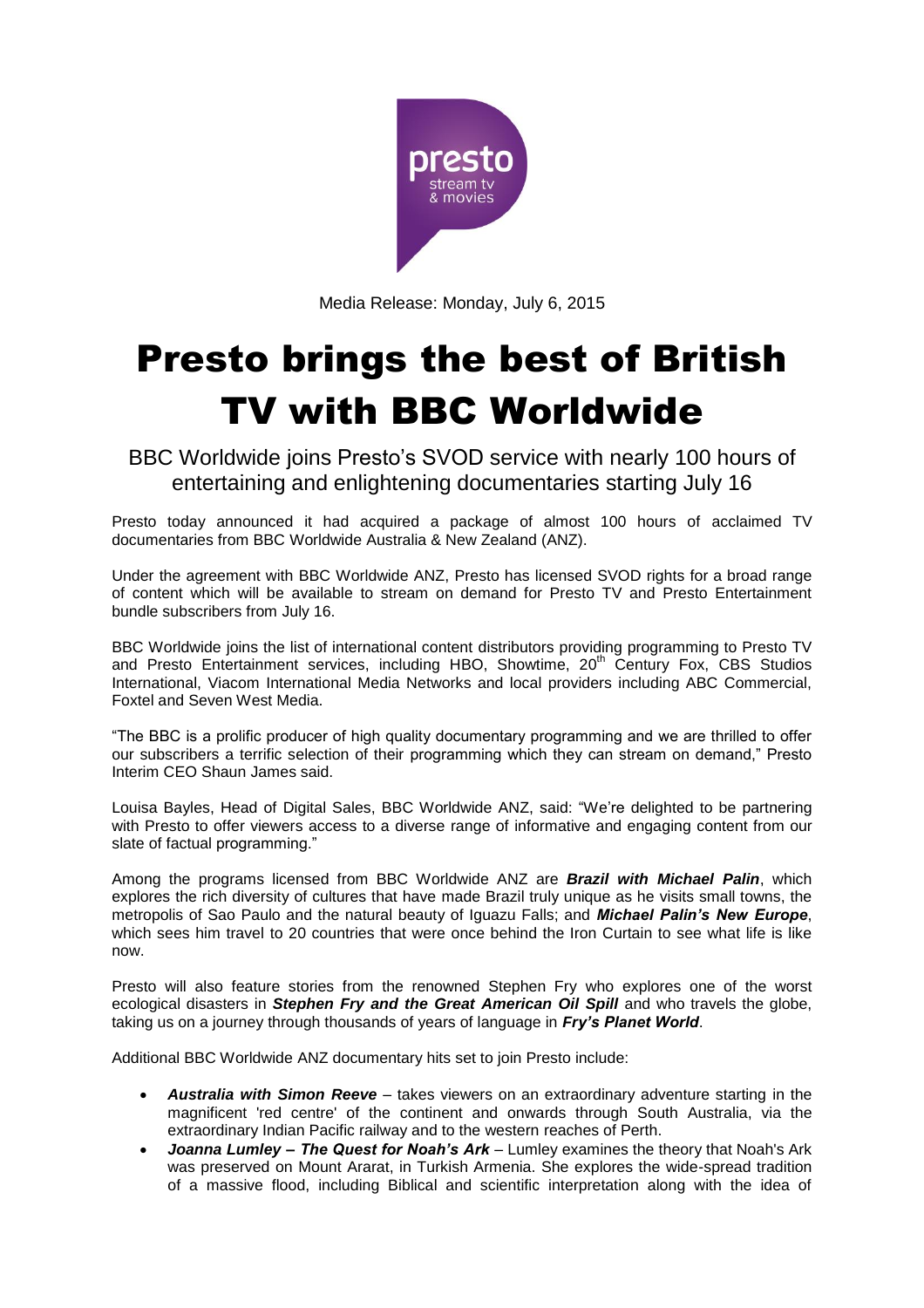Media Release: Monday, July 6, 2015

# Presto brings the best of British TV with BBC Worldwide

BBC Worldwide joins Presto's SVOD service with nearly 100 hours of entertaining and enlightening documentaries starting July 16

Presto today announced it had acquired a package of almost 100 hours of acclaimed TV documentaries from BBC Worldwide Australia & New Zealand (ANZ).

Under the agreement with BBC Worldwide ANZ, Presto has licensed SVOD rights for a broad range of content which will be available to stream on demand for Presto TV and Presto Entertainment bundle subscribers from July 16.

BBC Worldwide joins the list of international content distributors providing programming to Presto TV and Presto Entertainment services, including HBO, Showtime, 20th Century Fox, CBS Studios International, Viacom International Media Networks and local providers including ABC Commercial, Foxtel and Seven West Media.

"The BBC is a prolific producer of high quality documentary programming and we are thrilled to offer our subscribers a terrific selection of their programming which they can stream on demand," Presto Interim CEO Shaun James said.

Louisa Bayles, Head of Digital Sales, BBC Worldwide ANZ, said: "We're delighted to be partnering with Presto to offer viewers access to a diverse range of informative and engaging content from our slate of factual programming."

Among the programs licensed from BBC Worldwide ANZ are ***Brazil with Michael Palin***, which explores the rich diversity of cultures that have made Brazil truly unique as he visits small towns, the metropolis of Sao Paulo and the natural beauty of Iguazu Falls; and ***Michael Palin's New Europe***, which sees him travel to 20 countries that were once behind the Iron Curtain to see what life is like now.

Presto will also feature stories from the renowned Stephen Fry who explores one of the worst ecological disasters in ***Stephen Fry and the Great American Oil Spill*** and who travels the globe, taking us on a journey through thousands of years of language in ***Fry's Planet World***.

Additional BBC Worldwide ANZ documentary hits set to join Presto include:

- ***Australia with Simon Reeve*** – takes viewers on an extraordinary adventure starting in the magnificent 'red centre' of the continent and onwards through South Australia, via the extraordinary Indian Pacific railway and to the western reaches of Perth.
- ***Joanna Lumley – The Quest for Noah's Ark*** – Lumley examines the theory that Noah's Ark was preserved on Mount Ararat, in Turkish Armenia. She explores the wide-spread tradition of a massive flood, including Biblical and scientific interpretation along with the idea of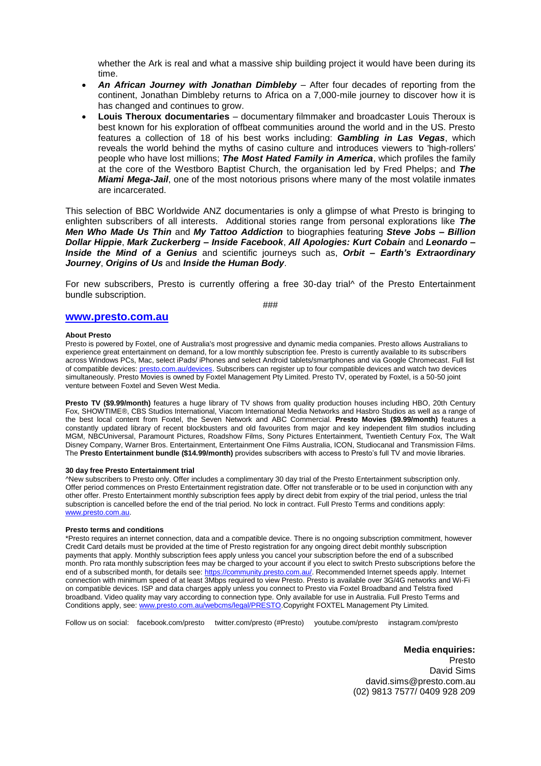whether the Ark is real and what a massive ship building project it would have been during its time.

- ***An African Journey with Jonathan Dimbleby*** – After four decades of reporting from the continent, Jonathan Dimbleby returns to Africa on a 7,000-mile journey to discover how it is has changed and continues to grow.
- **Louis Theroux documentaries** – documentary filmmaker and broadcaster Louis Theroux is best known for his exploration of offbeat communities around the world and in the US. Presto features a collection of 18 of his best works including: ***Gambling in Las Vegas***, which reveals the world behind the myths of casino culture and introduces viewers to 'high-rollers' people who have lost millions; ***The Most Hated Family in America***, which profiles the family at the core of the Westboro Baptist Church, the organisation led by Fred Phelps; and ***The Miami Mega-Jail***, one of the most notorious prisons where many of the most volatile inmates are incarcerated.

This selection of BBC Worldwide ANZ documentaries is only a glimpse of what Presto is bringing to enlighten subscribers of all interests. Additional stories range from personal explorations like ***The Men Who Made Us Thin*** and ***My Tattoo Addiction*** to biographies featuring ***Steve Jobs – Billion Dollar Hippie***, ***Mark Zuckerberg – Inside Facebook***, ***All Apologies: Kurt Cobain*** and ***Leonardo – Inside the Mind of a Genius*** and scientific journeys such as, ***Orbit – Earth's Extraordinary Journey***, ***Origins of Us*** and ***Inside the Human Body***.

For new subscribers, Presto is currently offering a free 30-day trial^ of the Presto Entertainment bundle subscription.

###

**www.presto.com.au**

**About Presto**

Presto is powered by Foxtel, one of Australia's most progressive and dynamic media companies. Presto allows Australians to experience great entertainment on demand, for a low monthly subscription fee. Presto is currently available to its subscribers across Windows PCs, Mac, select iPads/ iPhones and select Android tablets/smartphones and via Google Chromecast. Full list of compatible devices: presto.com.au/devices. Subscribers can register up to four compatible devices and watch two devices simultaneously. Presto Movies is owned by Foxtel Management Pty Limited. Presto TV, operated by Foxtel, is a 50-50 joint venture between Foxtel and Seven West Media.

**Presto TV ($9.99/month)** features a huge library of TV shows from quality production houses including HBO, 20th Century Fox, SHOWTIME®, CBS Studios International, Viacom International Media Networks and Hasbro Studios as well as a range of the best local content from Foxtel, the Seven Network and ABC Commercial. **Presto Movies ($9.99/month)** features a constantly updated library of recent blockbusters and old favourites from major and key independent film studios including MGM, NBCUniversal, Paramount Pictures, Roadshow Films, Sony Pictures Entertainment, Twentieth Century Fox, The Walt Disney Company, Warner Bros. Entertainment, Entertainment One Films Australia, ICON, Studiocanal and Transmission Films. The **Presto Entertainment bundle ($14.99/month)** provides subscribers with access to Presto's full TV and movie libraries.

**30 day free Presto Entertainment trial**

^New subscribers to Presto only. Offer includes a complimentary 30 day trial of the Presto Entertainment subscription only. Offer period commences on Presto Entertainment registration date. Offer not transferable or to be used in conjunction with any other offer. Presto Entertainment monthly subscription fees apply by direct debit from expiry of the trial period, unless the trial subscription is cancelled before the end of the trial period. No lock in contract. Full Presto Terms and conditions apply: www.presto.com.au.

**Presto terms and conditions**

*Presto requires an internet connection, data and a compatible device. There is no ongoing subscription commitment, however Credit Card details must be provided at the time of Presto registration for any ongoing direct debit monthly subscription payments that apply. Monthly subscription fees apply unless you cancel your subscription before the end of a subscribed month. Pro rata monthly subscription fees may be charged to your account if you elect to switch Presto subscriptions before the end of a subscribed month, for details see: https://community.presto.com.au/. Recommended Internet speeds apply. Internet connection with minimum speed of at least 3Mbps required to view Presto. Presto is available over 3G/4G networks and Wi-Fi on compatible devices. ISP and data charges apply unless you connect to Presto via Foxtel Broadband and Telstra fixed broadband. Video quality may vary according to connection type. Only available for use in Australia. Full Presto Terms and Conditions apply, see: www.presto.com.au/webcms/legal/PRESTO.Copyright FOXTEL Management Pty Limited.

Follow us on social: facebook.com/presto twitter.com/presto (#Presto) youtube.com/presto instagram.com/presto

**Media enquiries:**
Presto
David Sims
david.sims@presto.com.au
(02) 9813 7577/ 0409 928 209